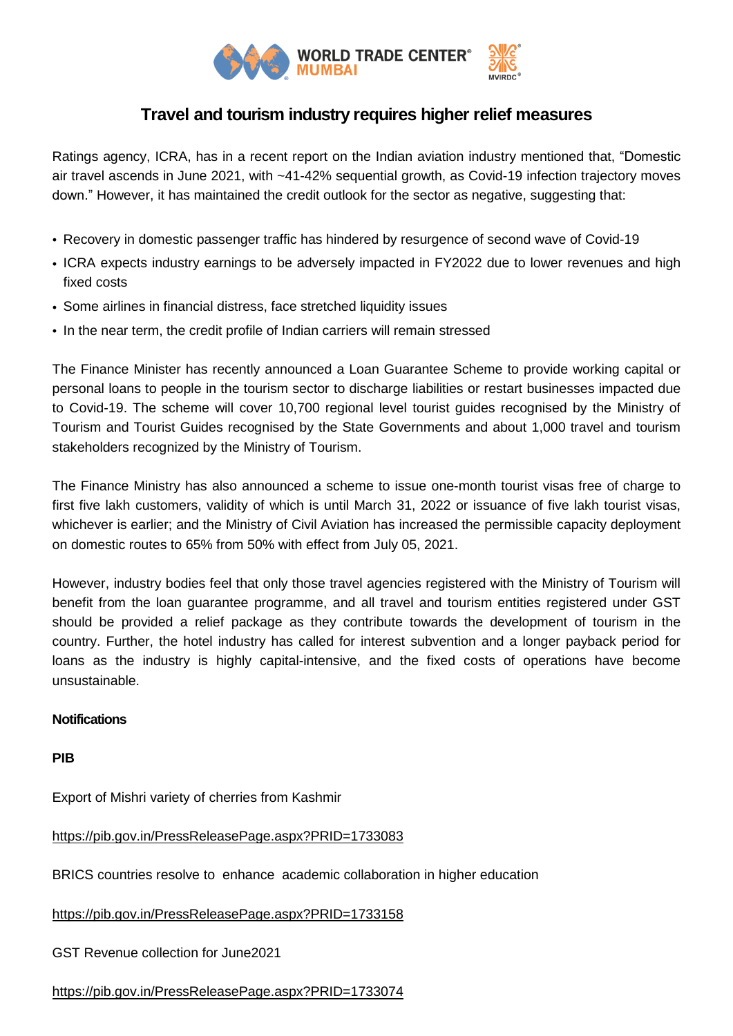# Travel and tourism industry requires higher relief measures

Ratings agency, ICRA, has in a recent report on the Indian aviation industry mentioned that, "Domestic air travel ascends in June 2021, with ~41-42% sequential growth, as Covid-19 infection trajectory moves down." However, it has maintained the credit outlook for the sector as negative, suggesting that:

- Recovery in domestic passenger traffic has hindered by resurgence of second wave of Covid-19
- ICRA expects industry earnings to be adversely impacted in FY2022 due to lower revenues and high fixed costs
- Some airlines in financial distress, face stretched liquidity issues
- In the near term, the credit profile of Indian carriers will remain stressed

The Finance Minister has recently announced a Loan Guarantee Scheme to provide working capital or personal loans to people in the tourism sector to discharge liabilities or restart businesses impacted due to Covid-19. The scheme will cover 10,700 regional level tourist guides recognised by the Ministry of Tourism and Tourist Guides recognised by the State Governments and about 1,000 travel and tourism stakeholders recognized by the Ministry of Tourism.

The Finance Ministry has also announced a scheme to issue one-month tourist visas free of charge to first five lakh customers, validity of which is until March 31, 2022 or issuance of five lakh tourist visas, whichever is earlier; and the Ministry of Civil Aviation has increased the permissible capacity deployment on domestic routes to 65% from 50% with effect from July 05, 2021.

However, industry bodies feel that only those travel agencies registered with the Ministry of Tourism will benefit from the loan guarantee programme, and all travel and tourism entities registered under GST should be provided a relief package as they contribute towards the development of tourism in the country. Further, the hotel industry has called for interest subvention and a longer payback period for loans as the industry is highly capital-intensive, and the fixed costs of operations have become unsustainable.

**Notifications**

**PIB**

Export of Mishri variety of cherries from Kashmir

https://pib.gov.in/PressReleasePage.aspx?PRID=1733083

BRICS countries resolve to enhance academic collaboration in higher education

https://pib.gov.in/PressReleasePage.aspx?PRID=1733158

GST Revenue collection for June2021

https://pib.gov.in/PressReleasePage.aspx?PRID=1733074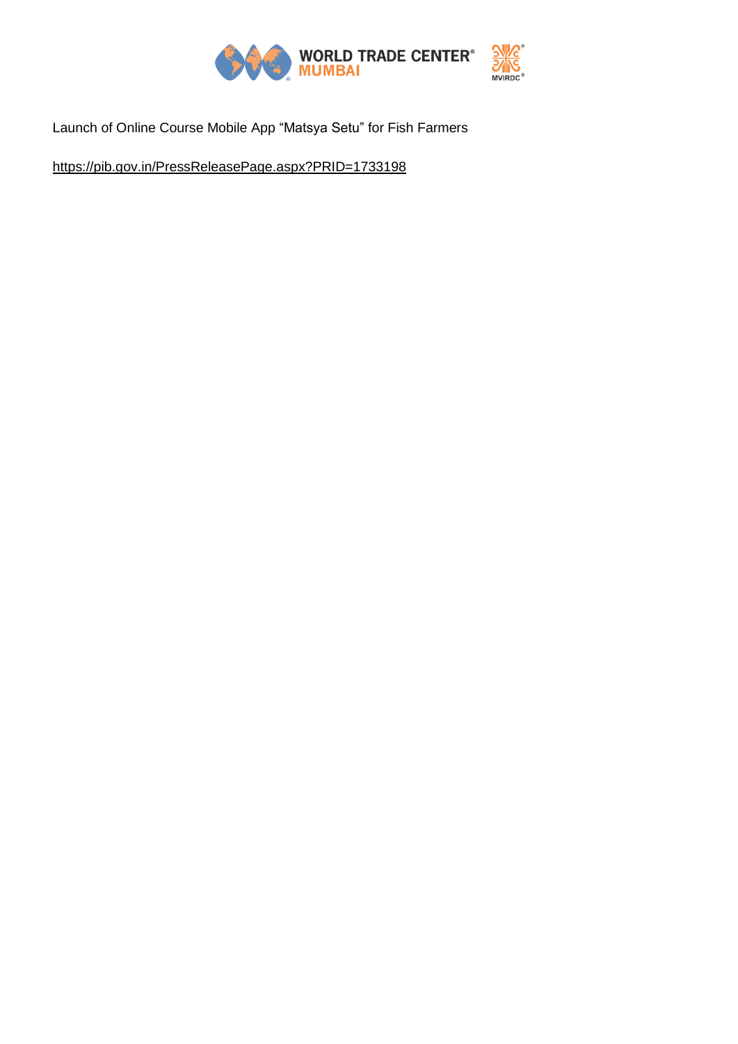Launch of Online Course Mobile App "Matsya Setu" for Fish Farmers

https://pib.gov.in/PressReleasePage.aspx?PRID=1733198